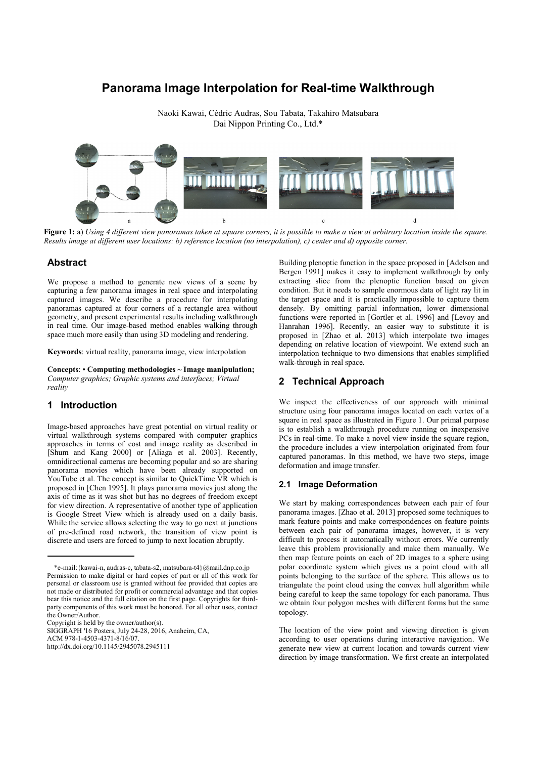# Panorama Image Interpolation for Real-time Walkthrough

Naoki Kawai, Cédric Audras, Sou Tabata, Takahiro Matsubara
Dai Nippon Printing Co., Ltd.*

**Figure 1:** a) *Using 4 different view panoramas taken at square corners, it is possible to make a view at arbitrary location inside the square. Results image at different user locations: b) reference location (no interpolation), c) center and d) opposite corner.*

## Abstract

We propose a method to generate new views of a scene by capturing a few panorama images in real space and interpolating captured images. We describe a procedure for interpolating panoramas captured at four corners of a rectangle area without geometry, and present experimental results including walkthrough in real time. Our image-based method enables walking through space much more easily than using 3D modeling and rendering.

**Keywords**: virtual reality, panorama image, view interpolation

**Concepts**: • **Computing methodologies ~ Image manipulation;** *Computer graphics; Graphic systems and interfaces; Virtual reality*

## 1 Introduction

Image-based approaches have great potential on virtual reality or virtual walkthrough systems compared with computer graphics approaches in terms of cost and image reality as described in [Shum and Kang 2000] or [Aliaga et al. 2003]. Recently, omnidirectional cameras are becoming popular and so are sharing panorama movies which have been already supported on YouTube et al. The concept is similar to QuickTime VR which is proposed in [Chen 1995]. It plays panorama movies just along the axis of time as it was shot but has no degrees of freedom except for view direction. A representative of another type of application is Google Street View which is already used on a daily basis. While the service allows selecting the way to go next at junctions of pre-defined road network, the transition of view point is discrete and users are forced to jump to next location abruptly.

Building plenoptic function in the space proposed in [Adelson and Bergen 1991] makes it easy to implement walkthrough by only extracting slice from the plenoptic function based on given condition. But it needs to sample enormous data of light ray lit in the target space and it is practically impossible to capture them densely. By omitting partial information, lower dimensional functions were reported in [Gortler et al. 1996] and [Levoy and Hanrahan 1996]. Recently, an easier way to substitute it is proposed in [Zhao et al. 2013] which interpolate two images depending on relative location of viewpoint. We extend such an interpolation technique to two dimensions that enables simplified walk-through in real space.

## 2 Technical Approach

We inspect the effectiveness of our approach with minimal structure using four panorama images located on each vertex of a square in real space as illustrated in Figure 1. Our primal purpose is to establish a walkthrough procedure running on inexpensive PCs in real-time. To make a novel view inside the square region, the procedure includes a view interpolation originated from four captured panoramas. In this method, we have two steps, image deformation and image transfer.

### 2.1 Image Deformation

We start by making correspondences between each pair of four panorama images. [Zhao et al. 2013] proposed some techniques to mark feature points and make correspondences on feature points between each pair of panorama images, however, it is very difficult to process it automatically without errors. We currently leave this problem provisionally and make them manually. We then map feature points on each of 2D images to a sphere using polar coordinate system which gives us a point cloud with all points belonging to the surface of the sphere. This allows us to triangulate the point cloud using the convex hull algorithm while being careful to keep the same topology for each panorama. Thus we obtain four polygon meshes with different forms but the same topology.

The location of the view point and viewing direction is given according to user operations during interactive navigation. We generate new view at current location and towards current view direction by image transformation. We first create an interpolated

---

*e-mail:{kawai-n, audras-c, tabata-s2, matsubara-t4}@mail.dnp.co.jp
Permission to make digital or hard copies of part or all of this work for personal or classroom use is granted without fee provided that copies are not made or distributed for profit or commercial advantage and that copies bear this notice and the full citation on the first page. Copyrights for third-party components of this work must be honored. For all other uses, contact the Owner/Author.
Copyright is held by the owner/author(s).
SIGGRAPH '16 Posters, July 24-28, 2016, Anaheim, CA,
ACM 978-1-4503-4371-8/16/07.
http://dx.doi.org/10.1145/2945078.2945111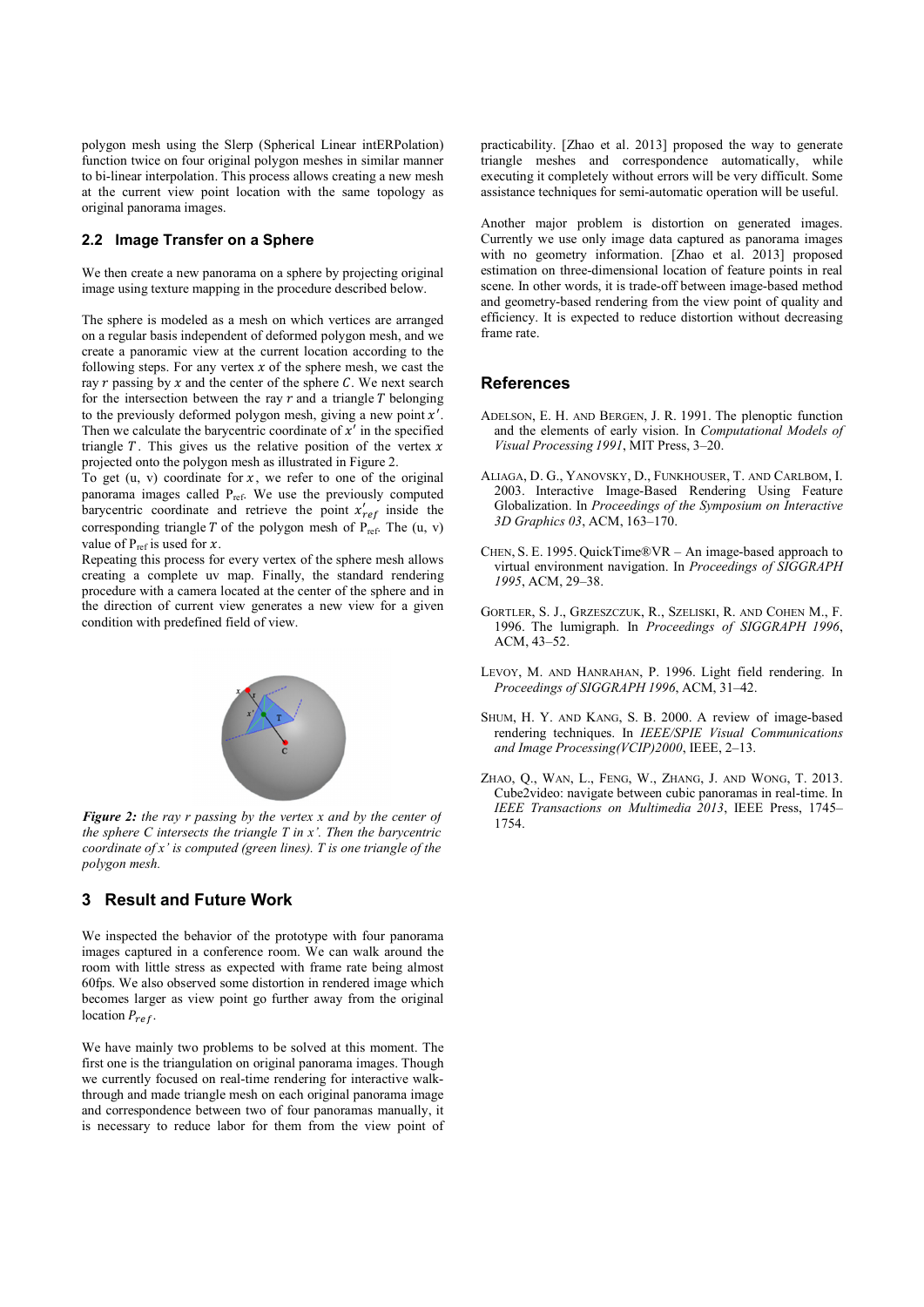polygon mesh using the Slerp (Spherical Linear intERPolation) function twice on four original polygon meshes in similar manner to bi-linear interpolation. This process allows creating a new mesh at the current view point location with the same topology as original panorama images.

## 2.2 Image Transfer on a Sphere

We then create a new panorama on a sphere by projecting original image using texture mapping in the procedure described below.

The sphere is modeled as a mesh on which vertices are arranged on a regular basis independent of deformed polygon mesh, and we create a panoramic view at the current location according to the following steps. For any vertex $x$ of the sphere mesh, we cast the ray $r$ passing by $x$ and the center of the sphere $C$. We next search for the intersection between the ray $r$ and a triangle $T$ belonging to the previously deformed polygon mesh, giving a new point $x'$. Then we calculate the barycentric coordinate of $x'$ in the specified triangle $T$. This gives us the relative position of the vertex $x$ projected onto the polygon mesh as illustrated in Figure 2.
To get (u, v) coordinate for $x$, we refer to one of the original panorama images called $P_{ref}$. We use the previously computed barycentric coordinate and retrieve the point $x'_{ref}$ inside the corresponding triangle $T$ of the polygon mesh of $P_{ref}$. The (u, v) value of $P_{ref}$ is used for $x$.
Repeating this process for every vertex of the sphere mesh allows creating a complete uv map. Finally, the standard rendering procedure with a camera located at the center of the sphere and in the direction of current view generates a new view for a given condition with predefined field of view.

***Figure 2:*** *the ray r passing by the vertex x and by the center of the sphere C intersects the triangle T in x'. Then the barycentric coordinate of x' is computed (green lines). T is one triangle of the polygon mesh.*

# 3 Result and Future Work

We inspected the behavior of the prototype with four panorama images captured in a conference room. We can walk around the room with little stress as expected with frame rate being almost 60fps. We also observed some distortion in rendered image which becomes larger as view point go further away from the original location $P_{ref}$.

We have mainly two problems to be solved at this moment. The first one is the triangulation on original panorama images. Though we currently focused on real-time rendering for interactive walk-through and made triangle mesh on each original panorama image and correspondence between two of four panoramas manually, it is necessary to reduce labor for them from the view point of practicability. [Zhao et al. 2013] proposed the way to generate triangle meshes and correspondence automatically, while executing it completely without errors will be very difficult. Some assistance techniques for semi-automatic operation will be useful.

Another major problem is distortion on generated images. Currently we use only image data captured as panorama images with no geometry information. [Zhao et al. 2013] proposed estimation on three-dimensional location of feature points in real scene. In other words, it is trade-off between image-based method and geometry-based rendering from the view point of quality and efficiency. It is expected to reduce distortion without decreasing frame rate.

# References

ADELSON, E. H. AND BERGEN, J. R. 1991. The plenoptic function and the elements of early vision. In *Computational Models of Visual Processing 1991*, MIT Press, 3–20.

ALIAGA, D. G., YANOVSKY, D., FUNKHOUSER, T. AND CARLBOM, I. 2003. Interactive Image-Based Rendering Using Feature Globalization. In *Proceedings of the Symposium on Interactive 3D Graphics 03*, ACM, 163–170.

CHEN, S. E. 1995. QuickTime®VR – An image-based approach to virtual environment navigation. In *Proceedings of SIGGRAPH 1995*, ACM, 29–38.

GORTLER, S. J., GRZESZCZUK, R., SZELISKI, R. AND COHEN M., F. 1996. The lumigraph. In *Proceedings of SIGGRAPH 1996*, ACM, 43–52.

LEVOY, M. AND HANRAHAN, P. 1996. Light field rendering. In *Proceedings of SIGGRAPH 1996*, ACM, 31–42.

SHUM, H. Y. AND KANG, S. B. 2000. A review of image-based rendering techniques. In *IEEE/SPIE Visual Communications and Image Processing(VCIP)2000*, IEEE, 2–13.

ZHAO, Q., WAN, L., FENG, W., ZHANG, J. AND WONG, T. 2013. Cube2video: navigate between cubic panoramas in real-time. In *IEEE Transactions on Multimedia 2013*, IEEE Press, 1745–1754.